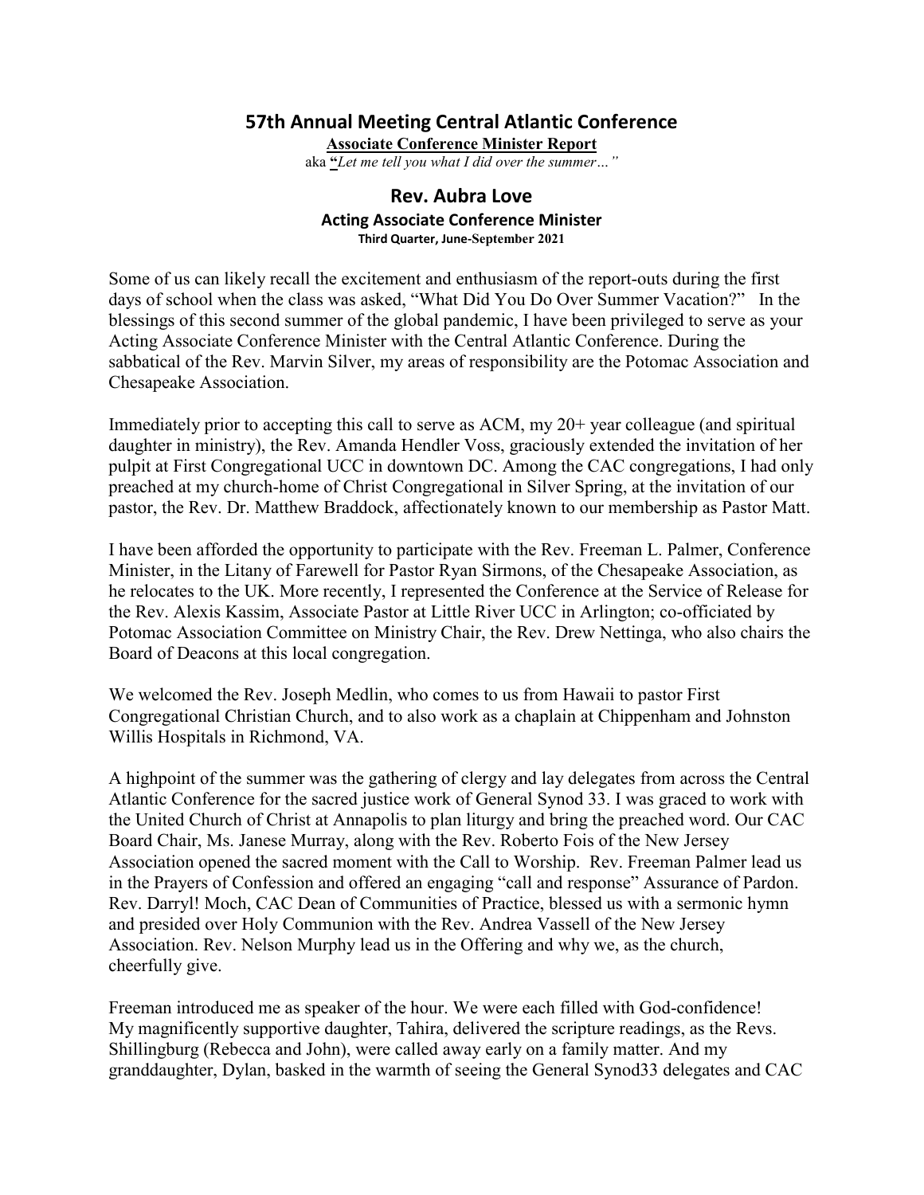# 57th Annual Meeting Central Atlantic Conference

**Associate Conference Minister Report**

aka **"***Let me tell you what I did over the summer…"*

## Rev. Aubra Love

### Acting Associate Conference Minister

**Third Quarter, June-September 2021**

Some of us can likely recall the excitement and enthusiasm of the report-outs during the first days of school when the class was asked, "What Did You Do Over Summer Vacation?" In the blessings of this second summer of the global pandemic, I have been privileged to serve as your Acting Associate Conference Minister with the Central Atlantic Conference. During the sabbatical of the Rev. Marvin Silver, my areas of responsibility are the Potomac Association and Chesapeake Association.

Immediately prior to accepting this call to serve as ACM, my 20+ year colleague (and spiritual daughter in ministry), the Rev. Amanda Hendler Voss, graciously extended the invitation of her pulpit at First Congregational UCC in downtown DC. Among the CAC congregations, I had only preached at my church-home of Christ Congregational in Silver Spring, at the invitation of our pastor, the Rev. Dr. Matthew Braddock, affectionately known to our membership as Pastor Matt.

I have been afforded the opportunity to participate with the Rev. Freeman L. Palmer, Conference Minister, in the Litany of Farewell for Pastor Ryan Sirmons, of the Chesapeake Association, as he relocates to the UK. More recently, I represented the Conference at the Service of Release for the Rev. Alexis Kassim, Associate Pastor at Little River UCC in Arlington; co-officiated by Potomac Association Committee on Ministry Chair, the Rev. Drew Nettinga, who also chairs the Board of Deacons at this local congregation.

We welcomed the Rev. Joseph Medlin, who comes to us from Hawaii to pastor First Congregational Christian Church, and to also work as a chaplain at Chippenham and Johnston Willis Hospitals in Richmond, VA.

A highpoint of the summer was the gathering of clergy and lay delegates from across the Central Atlantic Conference for the sacred justice work of General Synod 33. I was graced to work with the United Church of Christ at Annapolis to plan liturgy and bring the preached word. Our CAC Board Chair, Ms. Janese Murray, along with the Rev. Roberto Fois of the New Jersey Association opened the sacred moment with the Call to Worship. Rev. Freeman Palmer lead us in the Prayers of Confession and offered an engaging "call and response" Assurance of Pardon. Rev. Darryl! Moch, CAC Dean of Communities of Practice, blessed us with a sermonic hymn and presided over Holy Communion with the Rev. Andrea Vassell of the New Jersey Association. Rev. Nelson Murphy lead us in the Offering and why we, as the church, cheerfully give.

Freeman introduced me as speaker of the hour. We were each filled with God-confidence! My magnificently supportive daughter, Tahira, delivered the scripture readings, as the Revs. Shillingburg (Rebecca and John), were called away early on a family matter. And my granddaughter, Dylan, basked in the warmth of seeing the General Synod33 delegates and CAC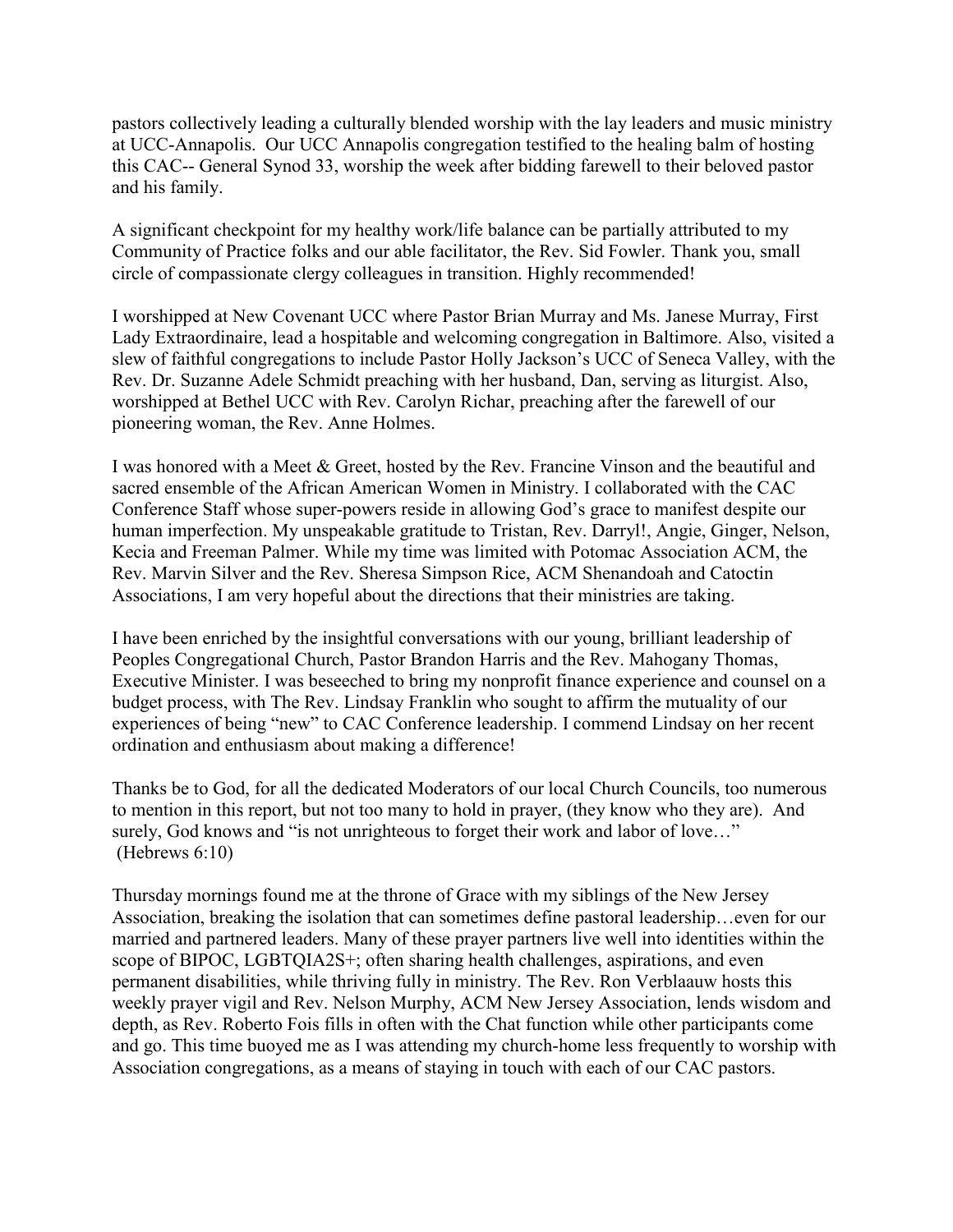pastors collectively leading a culturally blended worship with the lay leaders and music ministry at UCC-Annapolis. Our UCC Annapolis congregation testified to the healing balm of hosting this CAC-- General Synod 33, worship the week after bidding farewell to their beloved pastor and his family.

A significant checkpoint for my healthy work/life balance can be partially attributed to my Community of Practice folks and our able facilitator, the Rev. Sid Fowler. Thank you, small circle of compassionate clergy colleagues in transition. Highly recommended!

I worshipped at New Covenant UCC where Pastor Brian Murray and Ms. Janese Murray, First Lady Extraordinaire, lead a hospitable and welcoming congregation in Baltimore. Also, visited a slew of faithful congregations to include Pastor Holly Jackson's UCC of Seneca Valley, with the Rev. Dr. Suzanne Adele Schmidt preaching with her husband, Dan, serving as liturgist. Also, worshipped at Bethel UCC with Rev. Carolyn Richar, preaching after the farewell of our pioneering woman, the Rev. Anne Holmes.

I was honored with a Meet & Greet, hosted by the Rev. Francine Vinson and the beautiful and sacred ensemble of the African American Women in Ministry. I collaborated with the CAC Conference Staff whose super-powers reside in allowing God's grace to manifest despite our human imperfection. My unspeakable gratitude to Tristan, Rev. Darryl!, Angie, Ginger, Nelson, Kecia and Freeman Palmer. While my time was limited with Potomac Association ACM, the Rev. Marvin Silver and the Rev. Sheresa Simpson Rice, ACM Shenandoah and Catoctin Associations, I am very hopeful about the directions that their ministries are taking.

I have been enriched by the insightful conversations with our young, brilliant leadership of Peoples Congregational Church, Pastor Brandon Harris and the Rev. Mahogany Thomas, Executive Minister. I was beseeched to bring my nonprofit finance experience and counsel on a budget process, with The Rev. Lindsay Franklin who sought to affirm the mutuality of our experiences of being "new" to CAC Conference leadership. I commend Lindsay on her recent ordination and enthusiasm about making a difference!

Thanks be to God, for all the dedicated Moderators of our local Church Councils, too numerous to mention in this report, but not too many to hold in prayer, (they know who they are). And surely, God knows and "is not unrighteous to forget their work and labor of love…" (Hebrews 6:10)

Thursday mornings found me at the throne of Grace with my siblings of the New Jersey Association, breaking the isolation that can sometimes define pastoral leadership…even for our married and partnered leaders. Many of these prayer partners live well into identities within the scope of BIPOC, LGBTQIA2S+; often sharing health challenges, aspirations, and even permanent disabilities, while thriving fully in ministry. The Rev. Ron Verblaauw hosts this weekly prayer vigil and Rev. Nelson Murphy, ACM New Jersey Association, lends wisdom and depth, as Rev. Roberto Fois fills in often with the Chat function while other participants come and go. This time buoyed me as I was attending my church-home less frequently to worship with Association congregations, as a means of staying in touch with each of our CAC pastors.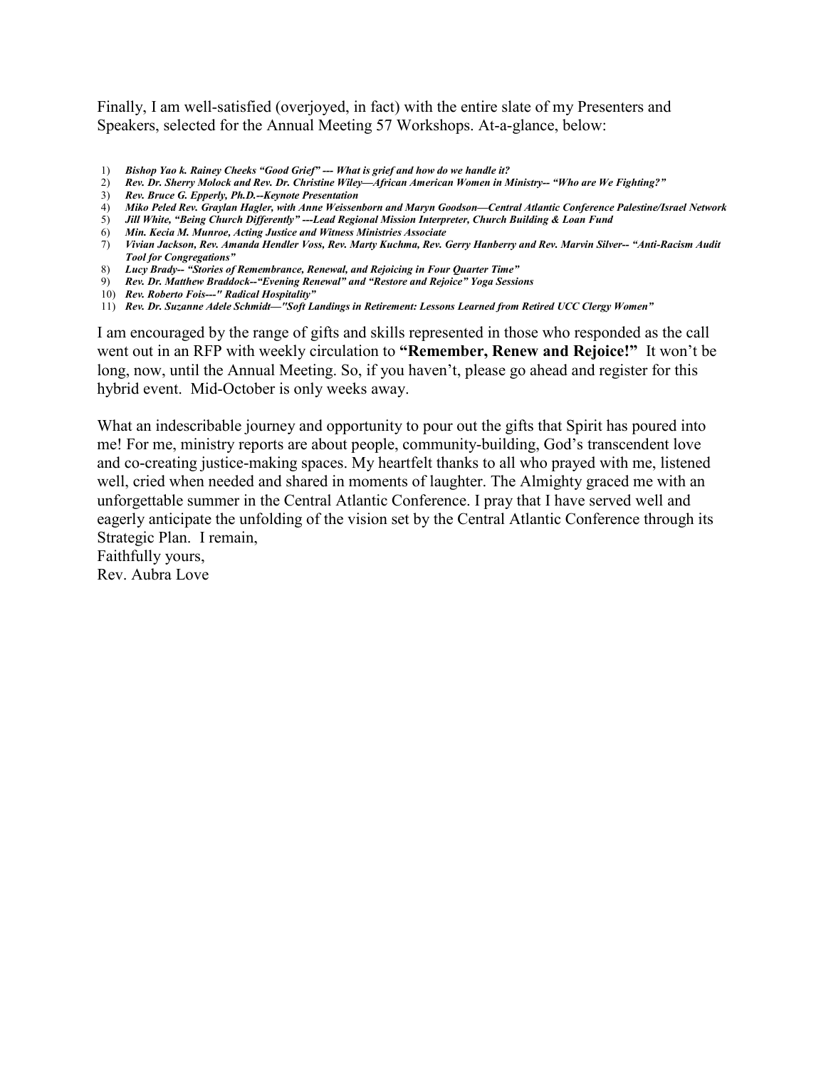Finally, I am well-satisfied (overjoyed, in fact) with the entire slate of my Presenters and Speakers, selected for the Annual Meeting 57 Workshops. At-a-glance, below:

1) ***Bishop Yao k. Rainey Cheeks "Good Grief" --- What is grief and how do we handle it?***
2) ***Rev. Dr. Sherry Molock and Rev. Dr. Christine Wiley—African American Women in Ministry-- "Who are We Fighting?"***
3) ***Rev. Bruce G. Epperly, Ph.D.--Keynote Presentation***
4) ***Miko Peled Rev. Graylan Hagler, with Anne Weissenborn and Maryn Goodson—Central Atlantic Conference Palestine/Israel Network***
5) ***Jill White, "Being Church Differently" ---Lead Regional Mission Interpreter, Church Building & Loan Fund***
6) ***Min. Kecia M. Munroe, Acting Justice and Witness Ministries Associate***
7) ***Vivian Jackson, Rev. Amanda Hendler Voss, Rev. Marty Kuchma, Rev. Gerry Hanberry and Rev. Marvin Silver-- "Anti-Racism Audit Tool for Congregations"***
8) ***Lucy Brady-- "Stories of Remembrance, Renewal, and Rejoicing in Four Quarter Time"***
9) ***Rev. Dr. Matthew Braddock--"Evening Renewal" and "Restore and Rejoice" Yoga Sessions***
10) ***Rev. Roberto Fois---" Radical Hospitality"***
11) ***Rev. Dr. Suzanne Adele Schmidt—"Soft Landings in Retirement: Lessons Learned from Retired UCC Clergy Women"***

I am encouraged by the range of gifts and skills represented in those who responded as the call went out in an RFP with weekly circulation to **"Remember, Renew and Rejoice!"** It won't be long, now, until the Annual Meeting. So, if you haven't, please go ahead and register for this hybrid event. Mid-October is only weeks away.

What an indescribable journey and opportunity to pour out the gifts that Spirit has poured into me! For me, ministry reports are about people, community-building, God's transcendent love and co-creating justice-making spaces. My heartfelt thanks to all who prayed with me, listened well, cried when needed and shared in moments of laughter. The Almighty graced me with an unforgettable summer in the Central Atlantic Conference. I pray that I have served well and eagerly anticipate the unfolding of the vision set by the Central Atlantic Conference through its Strategic Plan. I remain,

Faithfully yours,

Rev. Aubra Love